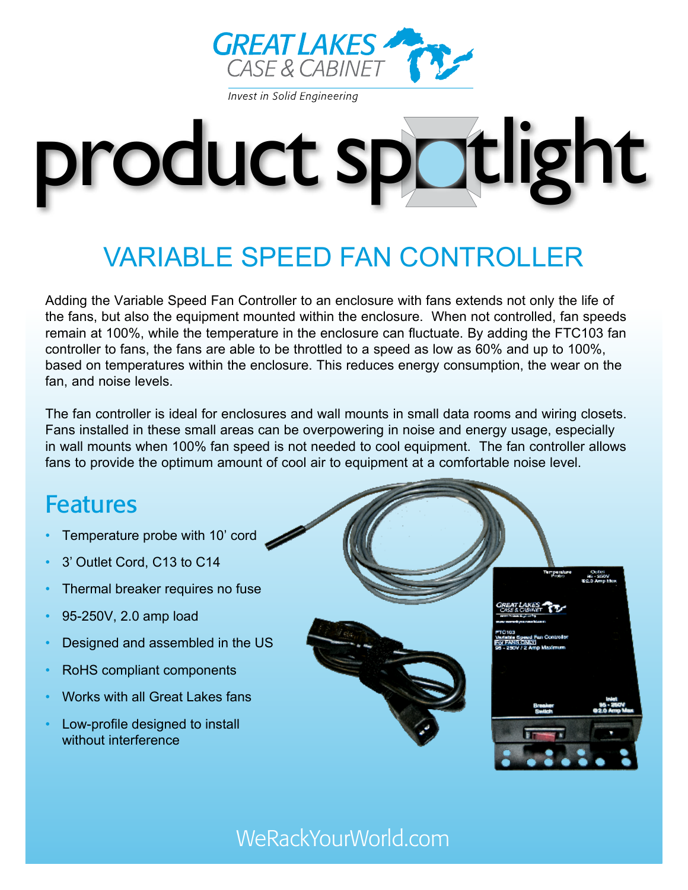GREAT LAKES CASE & CABINET

*Invest in Solid Engineering*

# product spotlight

## VARIABLE SPEED FAN CONTROLLER

Adding the Variable Speed Fan Controller to an enclosure with fans extends not only the life of the fans, but also the equipment mounted within the enclosure. When not controlled, fan speeds remain at 100%, while the temperature in the enclosure can fluctuate. By adding the FTC103 fan controller to fans, the fans are able to be throttled to a speed as low as 60% and up to 100%, based on temperatures within the enclosure. This reduces energy consumption, the wear on the fan, and noise levels.

The fan controller is ideal for enclosures and wall mounts in small data rooms and wiring closets. Fans installed in these small areas can be overpowering in noise and energy usage, especially in wall mounts when 100% fan speed is not needed to cool equipment. The fan controller allows fans to provide the optimum amount of cool air to equipment at a comfortable noise level.

## Features

- Temperature probe with 10' cord
- 3' Outlet Cord, C13 to C14
- Thermal breaker requires no fuse
- 95-250V, 2.0 amp load
- Designed and assembled in the US
- RoHS compliant components
- Works with all Great Lakes fans
- Low-profile designed to install without interference

WeRackYourWorld.com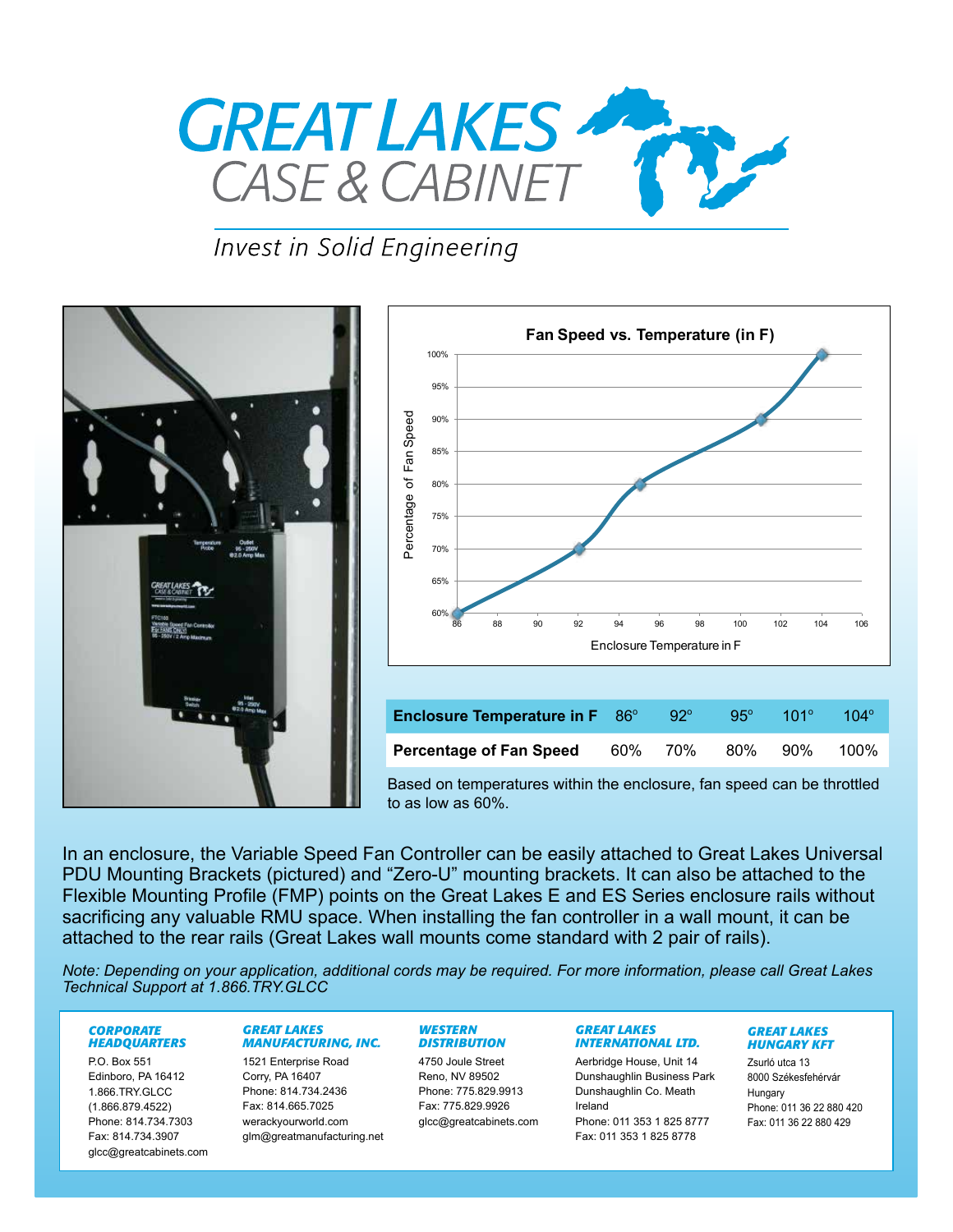# GREAT LAKES CASE & CABINET

*Invest in Solid Engineering*

Fan Speed vs. Temperature (in F)

Percentage of Fan Speed

100%
95%
90%
85%
80%
75%
70%
65%
60%

86 88 90 92 94 96 98 100 102 104 106

Enclosure Temperature in F

| | | | | | |
|---|---|---|---|---|---|
| **Enclosure Temperature in F** | 86° | 92° | 95° | 101° | 104° |
| **Percentage of Fan Speed** | 60% | 70% | 80% | 90% | 100% |

Based on temperatures within the enclosure, fan speed can be throttled to as low as 60%.

In an enclosure, the Variable Speed Fan Controller can be easily attached to Great Lakes Universal PDU Mounting Brackets (pictured) and "Zero-U" mounting brackets. It can also be attached to the Flexible Mounting Profile (FMP) points on the Great Lakes E and ES Series enclosure rails without sacrificing any valuable RMU space. When installing the fan controller in a wall mount, it can be attached to the rear rails (Great Lakes wall mounts come standard with 2 pair of rails).

*Note: Depending on your application, additional cords may be required. For more information, please call Great Lakes Technical Support at 1.866.TRY.GLCC*

**CORPORATE HEADQUARTERS**
P.O. Box 551
Edinboro, PA 16412
1.866.TRY.GLCC
(1.866.879.4522)
Phone: 814.734.7303
Fax: 814.734.3907
glcc@greatcabinets.com

**GREAT LAKES MANUFACTURING, INC.**
1521 Enterprise Road
Corry, PA 16407
Phone: 814.734.2436
Fax: 814.665.7025
werackyourworld.com
glm@greatmanufacturing.net

**WESTERN DISTRIBUTION**
4750 Joule Street
Reno, NV 89502
Phone: 775.829.9913
Fax: 775.829.9926
glcc@greatcabinets.com

**GREAT LAKES INTERNATIONAL LTD.**
Aerbridge House, Unit 14
Dunshaughlin Business Park
Dunshaughlin Co. Meath
Ireland
Phone: 011 353 1 825 8777
Fax: 011 353 1 825 8778

**GREAT LAKES HUNGARY KFT**
Zsurló utca 13
8000 Székesfehérvár
Hungary
Phone: 011 36 22 880 420
Fax: 011 36 22 880 429